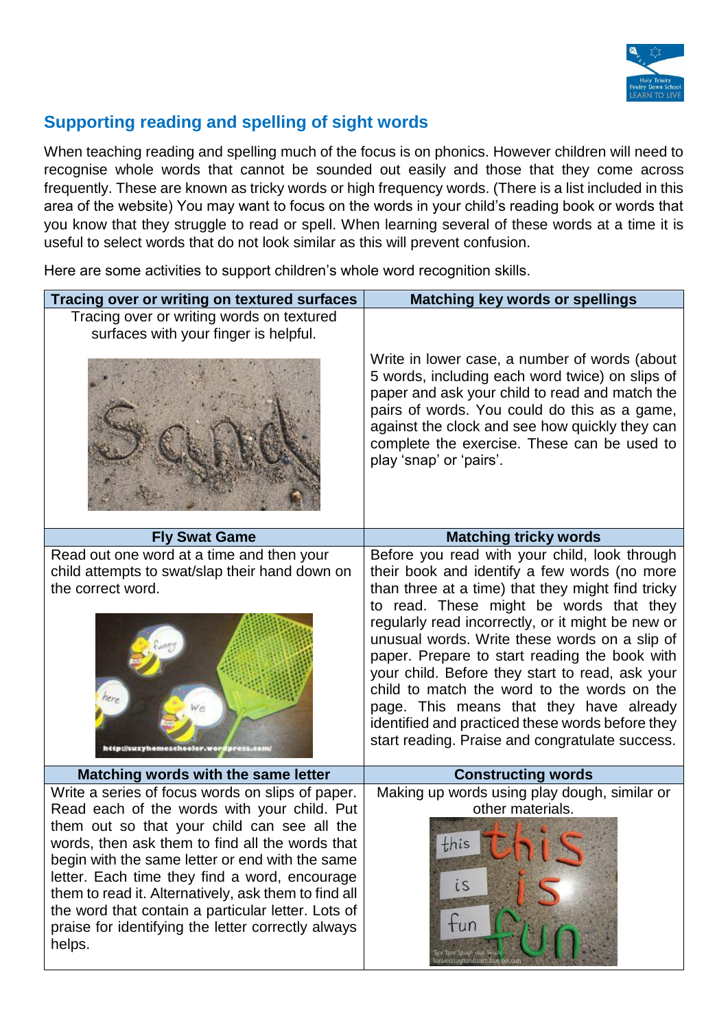## Supporting reading and spelling of sight words

When teaching reading and spelling much of the focus is on phonics. However children will need to recognise whole words that cannot be sounded out easily and those that they come across frequently. These are known as tricky words or high frequency words. (There is a list included in this area of the website) You may want to focus on the words in your child's reading book or words that you know that they struggle to read or spell. When learning several of these words at a time it is useful to select words that do not look similar as this will prevent confusion.

Here are some activities to support children's whole word recognition skills.

| Tracing over or writing on textured surfaces | Matching key words or spellings |
|---|---|
| Tracing over or writing words on textured surfaces with your finger is helpful. | Write in lower case, a number of words (about 5 words, including each word twice) on slips of paper and ask your child to read and match the pairs of words. You could do this as a game, against the clock and see how quickly they can complete the exercise. These can be used to play 'snap' or 'pairs'. |
| **Fly Swat Game** | **Matching tricky words** |
| Read out one word at a time and then your child attempts to swat/slap their hand down on the correct word. | Before you read with your child, look through their book and identify a few words (no more than three at a time) that they might find tricky to read. These might be words that they regularly read incorrectly, or it might be new or unusual words. Write these words on a slip of paper. Prepare to start reading the book with your child. Before they start to read, ask your child to match the word to the words on the page. This means that they have already identified and practiced these words before they start reading. Praise and congratulate success. |
| **Matching words with the same letter** | **Constructing words** |
| Write a series of focus words on slips of paper. Read each of the words with your child. Put them out so that your child can see all the words, then ask them to find all the words that begin with the same letter or end with the same letter. Each time they find a word, encourage them to read it. Alternatively, ask them to find all the word that contain a particular letter. Lots of praise for identifying the letter correctly always helps. | Making up words using play dough, similar or other materials. |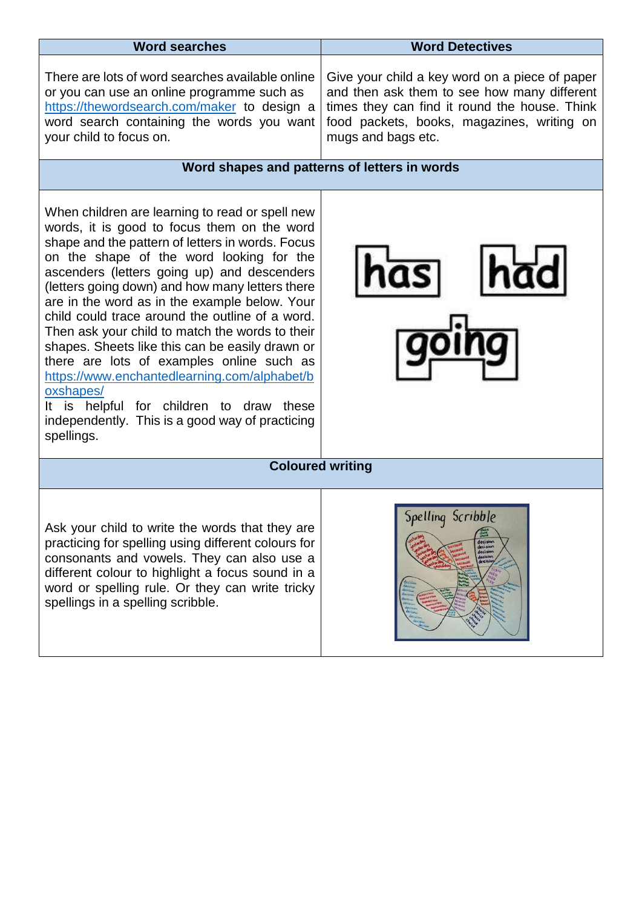| Word searches | Word Detectives |
| --- | --- |
| There are lots of word searches available online or you can use an online programme such as https://thewordsearch.com/maker to design a word search containing the words you want your child to focus on. | Give your child a key word on a piece of paper and then ask them to see how many different times they can find it round the house. Think food packets, books, magazines, writing on mugs and bags etc. |

## Word shapes and patterns of letters in words

When children are learning to read or spell new words, it is good to focus them on the word shape and the pattern of letters in words. Focus on the shape of the word looking for the ascenders (letters going up) and descenders (letters going down) and how many letters there are in the word as in the example below. Your child could trace around the outline of a word. Then ask your child to match the words to their shapes. Sheets like this can be easily drawn or there are lots of examples online such as https://www.enchantedlearning.com/alphabet/boxshapes/

It is helpful for children to draw these independently. This is a good way of practicing spellings.

has had

going

## Coloured writing

Ask your child to write the words that they are practicing for spelling using different colours for consonants and vowels. They can also use a different colour to highlight a focus sound in a word or spelling rule. Or they can write tricky spellings in a spelling scribble.

Spelling Scribble